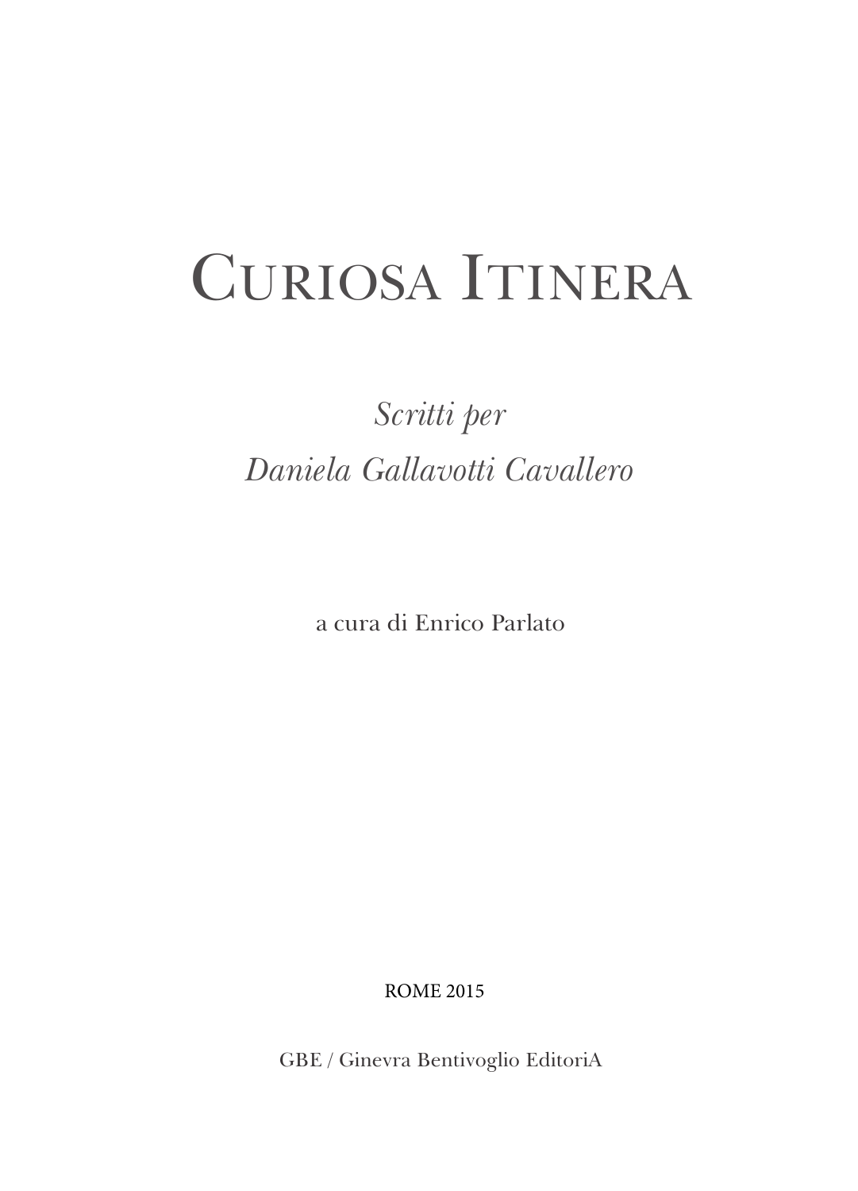# Curiosa Itinera

*Scritti per*

*Daniela Gallavotti Cavallero*

a cura di Enrico Parlato

ROME 2015

GBE / Ginevra Bentivoglio EditoriA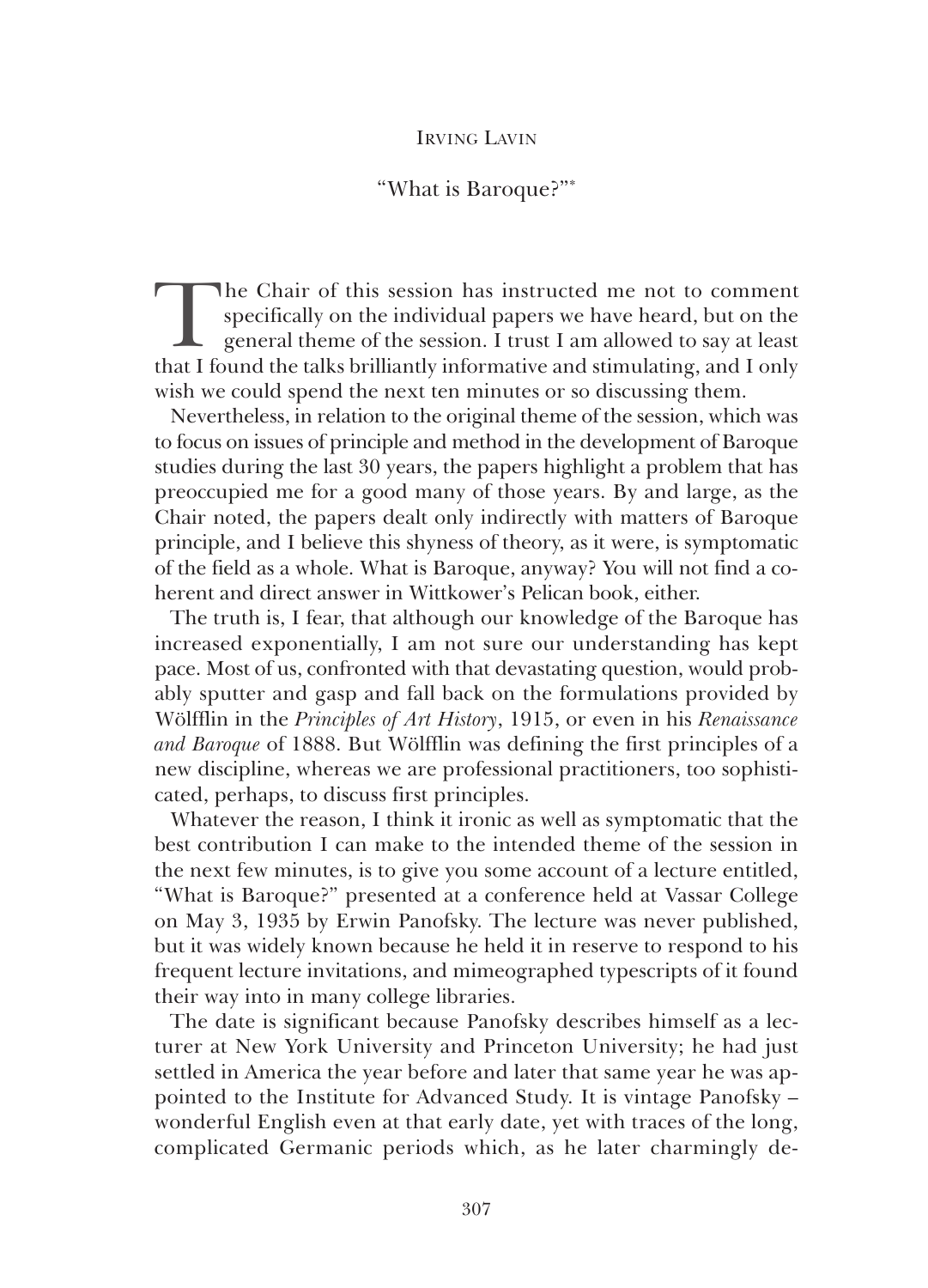Irving Lavin

# "What is Baroque?"*

The Chair of this session has instructed me not to comment specifically on the individual papers we have heard, but on the general theme of the session. I trust I am allowed to say at least that I found the talks brilliantly informative and stimulating, and I only wish we could spend the next ten minutes or so discussing them.

Nevertheless, in relation to the original theme of the session, which was to focus on issues of principle and method in the development of Baroque studies during the last 30 years, the papers highlight a problem that has preoccupied me for a good many of those years. By and large, as the Chair noted, the papers dealt only indirectly with matters of Baroque principle, and I believe this shyness of theory, as it were, is symptomatic of the field as a whole. What is Baroque, anyway? You will not find a coherent and direct answer in Wittkower's Pelican book, either.

The truth is, I fear, that although our knowledge of the Baroque has increased exponentially, I am not sure our understanding has kept pace. Most of us, confronted with that devastating question, would probably sputter and gasp and fall back on the formulations provided by Wölfflin in the *Principles of Art History*, 1915, or even in his *Renaissance and Baroque* of 1888. But Wölfflin was defining the first principles of a new discipline, whereas we are professional practitioners, too sophisticated, perhaps, to discuss first principles.

Whatever the reason, I think it ironic as well as symptomatic that the best contribution I can make to the intended theme of the session in the next few minutes, is to give you some account of a lecture entitled, "What is Baroque?" presented at a conference held at Vassar College on May 3, 1935 by Erwin Panofsky. The lecture was never published, but it was widely known because he held it in reserve to respond to his frequent lecture invitations, and mimeographed typescripts of it found their way into in many college libraries.

The date is significant because Panofsky describes himself as a lecturer at New York University and Princeton University; he had just settled in America the year before and later that same year he was appointed to the Institute for Advanced Study. It is vintage Panofsky – wonderful English even at that early date, yet with traces of the long, complicated Germanic periods which, as he later charmingly de-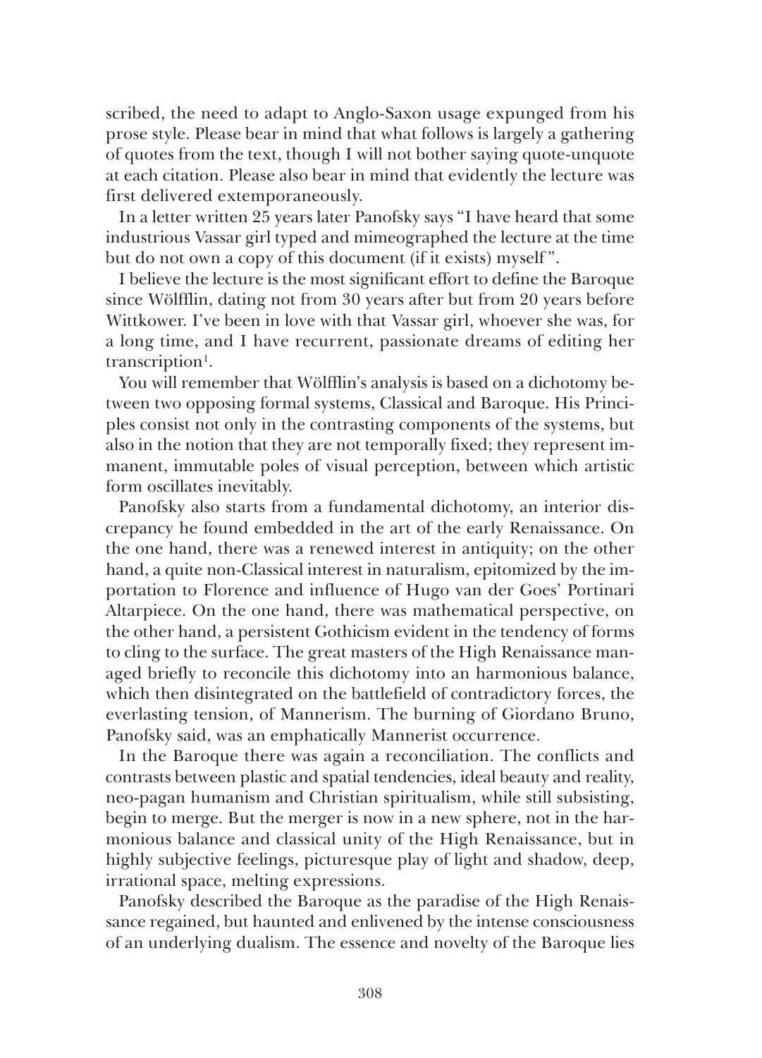scribed, the need to adapt to Anglo-Saxon usage expunged from his prose style. Please bear in mind that what follows is largely a gathering of quotes from the text, though I will not bother saying quote-unquote at each citation. Please also bear in mind that evidently the lecture was first delivered extemporaneously.

In a letter written 25 years later Panofsky says "I have heard that some industrious Vassar girl typed and mimeographed the lecture at the time but do not own a copy of this document (if it exists) myself".

I believe the lecture is the most significant effort to define the Baroque since Wölfflin, dating not from 30 years after but from 20 years before Wittkower. I've been in love with that Vassar girl, whoever she was, for a long time, and I have recurrent, passionate dreams of editing her transcription[1].

You will remember that Wölfflin's analysis is based on a dichotomy between two opposing formal systems, Classical and Baroque. His Principles consist not only in the contrasting components of the systems, but also in the notion that they are not temporally fixed; they represent immanent, immutable poles of visual perception, between which artistic form oscillates inevitably.

Panofsky also starts from a fundamental dichotomy, an interior discrepancy he found embedded in the art of the early Renaissance. On the one hand, there was a renewed interest in antiquity; on the other hand, a quite non-Classical interest in naturalism, epitomized by the importation to Florence and influence of Hugo van der Goes' Portinari Altarpiece. On the one hand, there was mathematical perspective, on the other hand, a persistent Gothicism evident in the tendency of forms to cling to the surface. The great masters of the High Renaissance managed briefly to reconcile this dichotomy into an harmonious balance, which then disintegrated on the battlefield of contradictory forces, the everlasting tension, of Mannerism. The burning of Giordano Bruno, Panofsky said, was an emphatically Mannerist occurrence.

In the Baroque there was again a reconciliation. The conflicts and contrasts between plastic and spatial tendencies, ideal beauty and reality, neo-pagan humanism and Christian spiritualism, while still subsisting, begin to merge. But the merger is now in a new sphere, not in the harmonious balance and classical unity of the High Renaissance, but in highly subjective feelings, picturesque play of light and shadow, deep, irrational space, melting expressions.

Panofsky described the Baroque as the paradise of the High Renaissance regained, but haunted and enlivened by the intense consciousness of an underlying dualism. The essence and novelty of the Baroque lies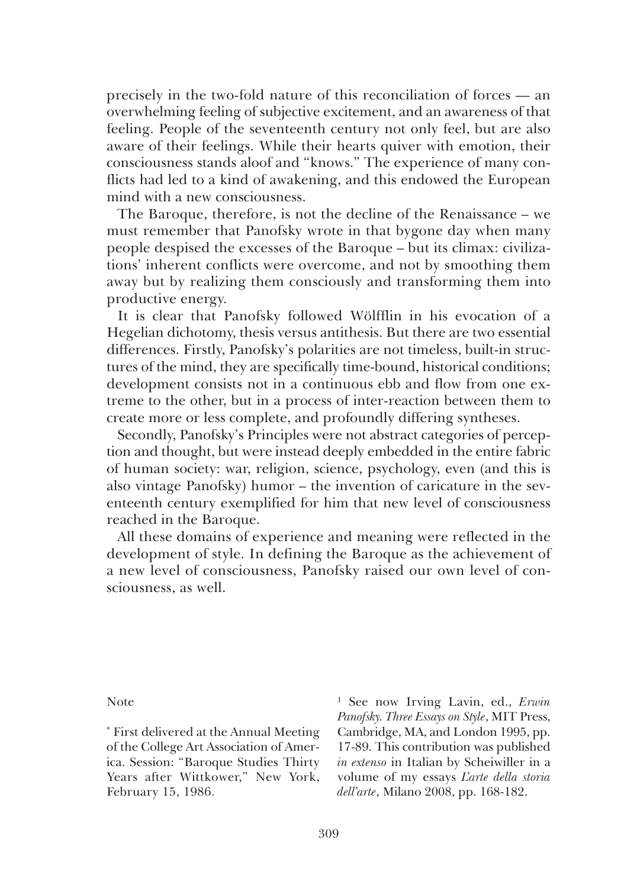precisely in the two-fold nature of this reconciliation of forces — an overwhelming feeling of subjective excitement, and an awareness of that feeling. People of the seventeenth century not only feel, but are also aware of their feelings. While their hearts quiver with emotion, their consciousness stands aloof and "knows." The experience of many conflicts had led to a kind of awakening, and this endowed the European mind with a new consciousness.

The Baroque, therefore, is not the decline of the Renaissance – we must remember that Panofsky wrote in that bygone day when many people despised the excesses of the Baroque – but its climax: civilizations' inherent conflicts were overcome, and not by smoothing them away but by realizing them consciously and transforming them into productive energy.

It is clear that Panofsky followed Wölfflin in his evocation of a Hegelian dichotomy, thesis versus antithesis. But there are two essential differences. Firstly, Panofsky's polarities are not timeless, built-in structures of the mind, they are specifically time-bound, historical conditions; development consists not in a continuous ebb and flow from one extreme to the other, but in a process of inter-reaction between them to create more or less complete, and profoundly differing syntheses.

Secondly, Panofsky's Principles were not abstract categories of perception and thought, but were instead deeply embedded in the entire fabric of human society: war, religion, science, psychology, even (and this is also vintage Panofsky) humor – the invention of caricature in the seventeenth century exemplified for him that new level of consciousness reached in the Baroque.

All these domains of experience and meaning were reflected in the development of style. In defining the Baroque as the achievement of a new level of consciousness, Panofsky raised our own level of consciousness, as well.

Note

* First delivered at the Annual Meeting of the College Art Association of America. Session: "Baroque Studies Thirty Years after Wittkower," New York, February 15, 1986.

[1] See now Irving Lavin, ed., *Erwin Panofsky. Three Essays on Style*, MIT Press, Cambridge, MA, and London 1995, pp. 17-89. This contribution was published *in extenso* in Italian by Scheiwiller in a volume of my essays *L'arte della storia dell'arte*, Milano 2008, pp. 168-182.